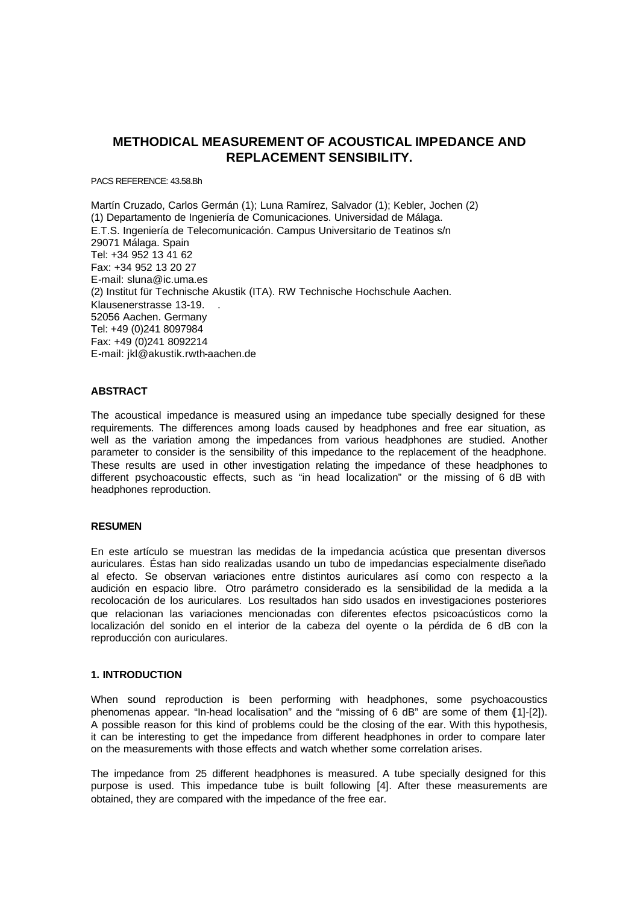# METHODICAL MEASUREMENT OF ACOUSTICAL IMPEDANCE AND REPLACEMENT SENSIBILITY.

PACS REFERENCE: 43.58.Bh

Martín Cruzado, Carlos Germán (1); Luna Ramírez, Salvador (1); Kebler, Jochen (2)
(1) Departamento de Ingeniería de Comunicaciones. Universidad de Málaga.
E.T.S. Ingeniería de Telecomunicación. Campus Universitario de Teatinos s/n
29071 Málaga. Spain
Tel: +34 952 13 41 62
Fax: +34 952 13 20 27
E-mail: sluna@ic.uma.es
(2) Institut für Technische Akustik (ITA). RW Technische Hochschule Aachen.
Klausenerstrasse 13-19. .
52056 Aachen. Germany
Tel: +49 (0)241 8097984
Fax: +49 (0)241 8092214
E-mail: jkl@akustik.rwth-aachen.de

**ABSTRACT**

The acoustical impedance is measured using an impedance tube specially designed for these requirements. The differences among loads caused by headphones and free ear situation, as well as the variation among the impedances from various headphones are studied. Another parameter to consider is the sensibility of this impedance to the replacement of the headphone. These results are used in other investigation relating the impedance of these headphones to different psychoacoustic effects, such as "in head localization" or the missing of 6 dB with headphones reproduction.

**RESUMEN**

En este artículo se muestran las medidas de la impedancia acústica que presentan diversos auriculares. Éstas han sido realizadas usando un tubo de impedancias especialmente diseñado al efecto. Se observan variaciones entre distintos auriculares así como con respecto a la audición en espacio libre. Otro parámetro considerado es la sensibilidad de la medida a la recolocación de los auriculares. Los resultados han sido usados en investigaciones posteriores que relacionan las variaciones mencionadas con diferentes efectos psicoacústicos como la localización del sonido en el interior de la cabeza del oyente o la pérdida de 6 dB con la reproducción con auriculares.

## 1. INTRODUCTION

When sound reproduction is been performing with headphones, some psychoacoustics phenomenas appear. "In-head localisation" and the "missing of 6 dB" are some of them ([1]-[2]). A possible reason for this kind of problems could be the closing of the ear. With this hypothesis, it can be interesting to get the impedance from different headphones in order to compare later on the measurements with those effects and watch whether some correlation arises.

The impedance from 25 different headphones is measured. A tube specially designed for this purpose is used. This impedance tube is built following [4]. After these measurements are obtained, they are compared with the impedance of the free ear.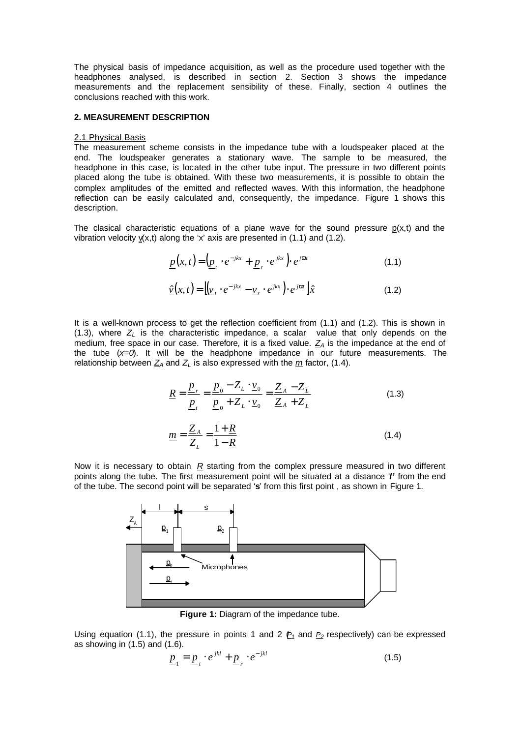The physical basis of impedance acquisition, as well as the procedure used together with the headphones analysed, is described in section 2. Section 3 shows the impedance measurements and the replacement sensibility of these. Finally, section 4 outlines the conclusions reached with this work.

## 2. MEASUREMENT DESCRIPTION

### 2.1 Physical Basis

The measurement scheme consists in the impedance tube with a loudspeaker placed at the end. The loudspeaker generates a stationary wave. The sample to be measured, the headphone in this case, is located in the other tube input. The pressure in two different points placed along the tube is obtained. With these two measurements, it is possible to obtain the complex amplitudes of the emitted and reflected waves. With this information, the headphone reflection can be easily calculated and, consequently, the impedance. Figure 1 shows this description.

The clasical characteristic equations of a plane wave for the sound pressure $\underline{p}(x,t)$ and the vibration velocity $\underline{v}(x,t)$ along the 'x' axis are presented in (1.1) and (1.2).

$$\underline{p}(x,t) = \left(\underline{p}_t \cdot e^{-jkx} + \underline{p}_r \cdot e^{jkx}\right) \cdot e^{j\varpi t} \tag{1.1}$$

$$\hat{\underline{v}}(x,t) = \left[\left(\underline{v}_t \cdot e^{-jkx} - \underline{v}_r \cdot e^{jkx}\right) \cdot e^{j\varpi t}\right] \hat{x} \tag{1.2}$$

It is a well-known process to get the reflection coefficient from (1.1) and (1.2). This is shown in (1.3), where $Z_L$ is the characteristic impedance, a scalar value that only depends on the medium, free space in our case. Therefore, it is a fixed value. $\underline{Z}_A$ is the impedance at the end of the tube ($x=0$). It will be the headphone impedance in our future measurements. The relationship between $\underline{Z}_A$ and $Z_L$ is also expressed with the $\underline{m}$ factor, (1.4).

$$\underline{R} = \frac{\underline{p}_r}{\underline{p}_t} = \frac{\underline{p}_0 - Z_L \cdot \underline{v}_0}{\underline{p}_0 + Z_L \cdot \underline{v}_0} = \frac{\underline{Z}_A - Z_L}{\underline{Z}_A + Z_L} \tag{1.3}$$

$$\underline{m} = \frac{\underline{Z}_A}{Z_L} = \frac{1 + \underline{R}}{1 - \underline{R}} \tag{1.4}$$

Now it is necessary to obtain $\underline{R}$ starting from the complex pressure measured in two different points along the tube. The first measurement point will be situated at a distance '***l***' from the end of the tube. The second point will be separated '**s**' from this first point, as shown in Figure 1.

**Figure 1:** Diagram of the impedance tube.

Using equation (1.1), the pressure in points 1 and 2 ($\underline{P}_1$ and $\underline{P}_2$ respectively) can be expressed as showing in (1.5) and (1.6).

$$\underline{p}_1 = \underline{p}_t \cdot e^{jkl} + \underline{p}_r \cdot e^{-jkl} \tag{1.5}$$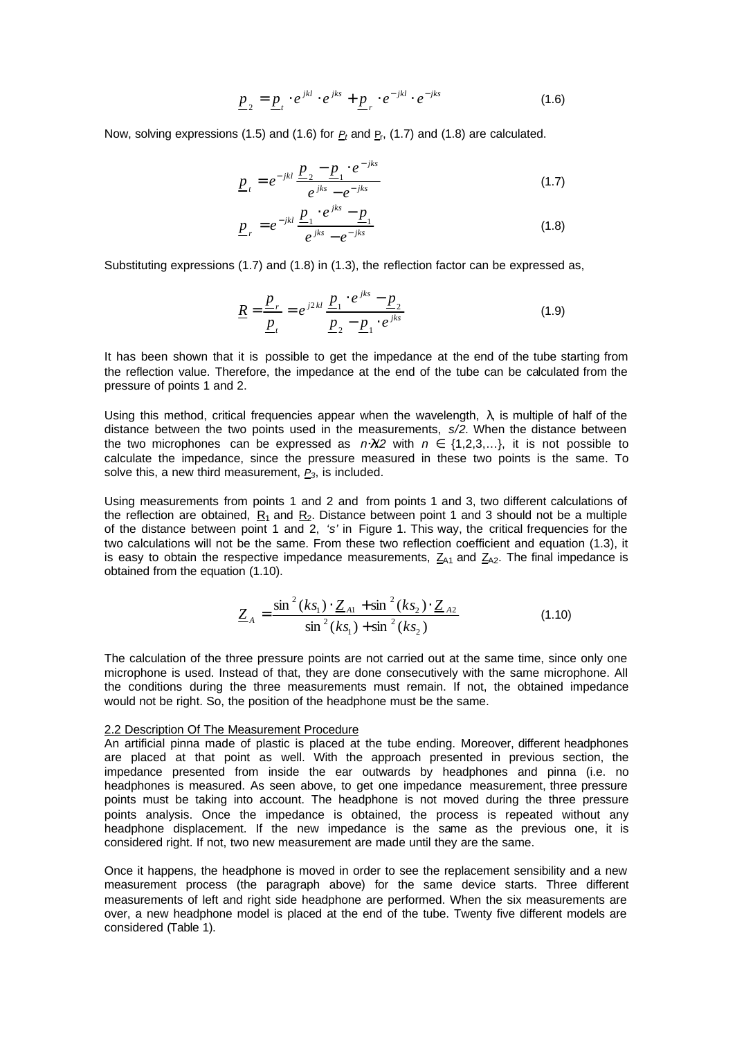$$\underline{p}_2 = \underline{p}_t \cdot e^{jkl} \cdot e^{jks} + \underline{p}_r \cdot e^{-jkl} \cdot e^{-jks} \tag{1.6}$$

Now, solving expressions (1.5) and (1.6) for $\underline{p}_t$ and $\underline{p}_r$, (1.7) and (1.8) are calculated.

$$\underline{p}_t = e^{-jkl} \frac{\underline{p}_2 - \underline{p}_1 \cdot e^{-jks}}{e^{jks} - e^{-jks}} \tag{1.7}$$

$$\underline{p}_r = e^{-jkl} \frac{\underline{p}_1 \cdot e^{jks} - \underline{p}_1}{e^{jks} - e^{-jks}} \tag{1.8}$$

Substituting expressions (1.7) and (1.8) in (1.3), the reflection factor can be expressed as,

$$\underline{R} = \frac{\underline{p}_r}{\underline{p}_t} = e^{j2kl} \frac{\underline{p}_1 \cdot e^{jks} - \underline{p}_2}{\underline{p}_2 - \underline{p}_1 \cdot e^{jks}} \tag{1.9}$$

It has been shown that it is possible to get the impedance at the end of the tube starting from the reflection value. Therefore, the impedance at the end of the tube can be calculated from the pressure of points 1 and 2.

Using this method, critical frequencies appear when the wavelength, $\lambda$, is multiple of half of the distance between the two points used in the measurements, *s/2.* When the distance between the two microphones can be expressed as $n \cdot \lambda/2$ with $n \in \{1,2,3,\ldots\}$, it is not possible to calculate the impedance, since the pressure measured in these two points is the same. To solve this, a new third measurement, $\underline{p}_3$, is included.

Using measurements from points 1 and 2 and from points 1 and 3, two different calculations of the reflection are obtained, $\underline{R}_1$ and $\underline{R}_2$. Distance between point 1 and 3 should not be a multiple of the distance between point 1 and 2, *'s'* in Figure 1. This way, the critical frequencies for the two calculations will not be the same. From these two reflection coefficient and equation (1.3), it is easy to obtain the respective impedance measurements, $\underline{Z}_{A1}$ and $\underline{Z}_{A2}$. The final impedance is obtained from the equation (1.10).

$$\underline{Z}_A = \frac{\sin^2(ks_1) \cdot \underline{Z}_{A1} + \sin^2(ks_2) \cdot \underline{Z}_{A2}}{\sin^2(ks_1) + \sin^2(ks_2)} \tag{1.10}$$

The calculation of the three pressure points are not carried out at the same time, since only one microphone is used. Instead of that, they are done consecutively with the same microphone. All the conditions during the three measurements must remain. If not, the obtained impedance would not be right. So, the position of the headphone must be the same.

## 2.2 Description Of The Measurement Procedure

An artificial pinna made of plastic is placed at the tube ending. Moreover, different headphones are placed at that point as well. With the approach presented in previous section, the impedance presented from inside the ear outwards by headphones and pinna (i.e. no headphones is measured. As seen above, to get one impedance measurement, three pressure points must be taking into account. The headphone is not moved during the three pressure points analysis. Once the impedance is obtained, the process is repeated without any headphone displacement. If the new impedance is the same as the previous one, it is considered right. If not, two new measurement are made until they are the same.

Once it happens, the headphone is moved in order to see the replacement sensibility and a new measurement process (the paragraph above) for the same device starts. Three different measurements of left and right side headphone are performed. When the six measurements are over, a new headphone model is placed at the end of the tube. Twenty five different models are considered (Table 1).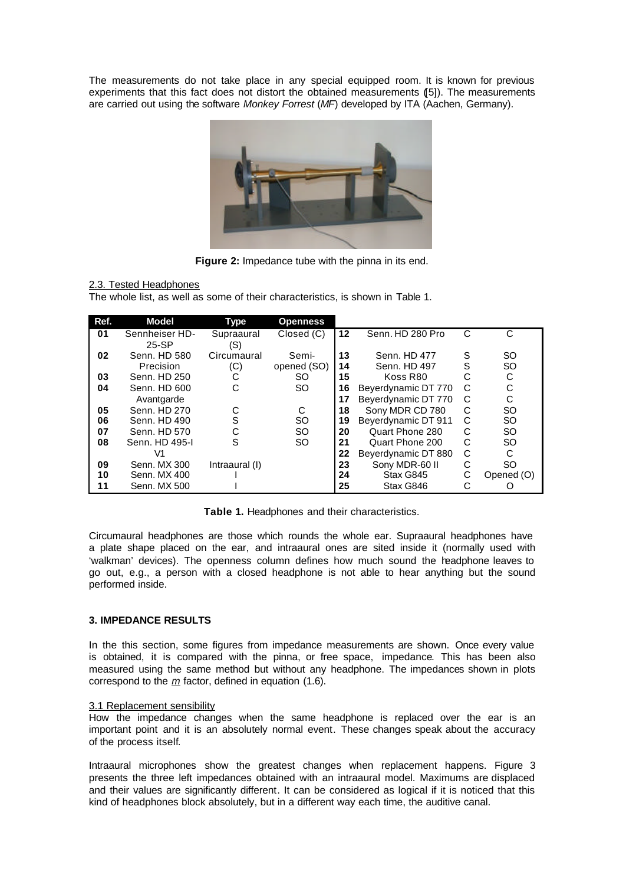The measurements do not take place in any special equipped room. It is known for previous experiments that this fact does not distort the obtained measurements ([5]). The measurements are carried out using the software *Monkey Forrest* (*MF*) developed by ITA (Aachen, Germany).

**Figure 2:** Impedance tube with the pinna in its end.

2.3. Tested Headphones

The whole list, as well as some of their characteristics, is shown in Table 1.

| Ref. | Model | Type | Openness | Ref. | Model | Type | Openness |
|---|---|---|---|---|---|---|---|
| 01 | Sennheiser HD-25-SP | Supraaural (S) | Closed (C) | 12 | Senn. HD 280 Pro | C | C |
| 02 | Senn. HD 580 Precision | Circumaural (C) | Semi-opened (SO) | 13 | Senn. HD 477 | S | SO |
| 03 | Senn. HD 250 | C | SO | 14 | Senn. HD 497 | S | SO |
| 04 | Senn. HD 600 Avantgarde | C | SO | 15 | Koss R80 | C | C |
| 05 | Senn. HD 270 | C | C | 16 | Beyerdynamic DT 770 | C | C |
| 06 | Senn. HD 490 | S | SO | 17 | Beyerdynamic DT 770 | C | C |
| 07 | Senn. HD 570 | C | SO | 18 | Sony MDR CD 780 | C | SO |
| 08 | Senn. HD 495-I V1 | S | SO | 19 | Beyerdynamic DT 911 | C | SO |
| 09 | Senn. MX 300 | Intraaural (I) | | 20 | Quart Phone 280 | C | SO |
| 10 | Senn. MX 400 | I | | 21 | Quart Phone 200 | C | SO |
| 11 | Senn. MX 500 | I | | 22 | Beyerdynamic DT 880 | C | C |
| | | | | 23 | Sony MDR-60 II | C | SO |
| | | | | 24 | Stax G845 | C | Opened (O) |
| | | | | 25 | Stax G846 | C | O |

**Table 1.** Headphones and their characteristics.

Circumaural headphones are those which rounds the whole ear. Supraaural headphones have a plate shape placed on the ear, and intraaural ones are sited inside it (normally used with 'walkman' devices). The openness column defines how much sound the headphone leaves to go out, e.g., a person with a closed headphone is not able to hear anything but the sound performed inside.

## 3. IMPEDANCE RESULTS

In the this section, some figures from impedance measurements are shown. Once every value is obtained, it is compared with the pinna, or free space, impedance. This has been also measured using the same method but without any headphone. The impedances shown in plots correspond to the $m$ factor, defined in equation (1.6).

### 3.1 Replacement sensibility

How the impedance changes when the same headphone is replaced over the ear is an important point and it is an absolutely normal event. These changes speak about the accuracy of the process itself.

Intraaural microphones show the greatest changes when replacement happens. Figure 3 presents the three left impedances obtained with an intraaural model. Maximums are displaced and their values are significantly different. It can be considered as logical if it is noticed that this kind of headphones block absolutely, but in a different way each time, the auditive canal.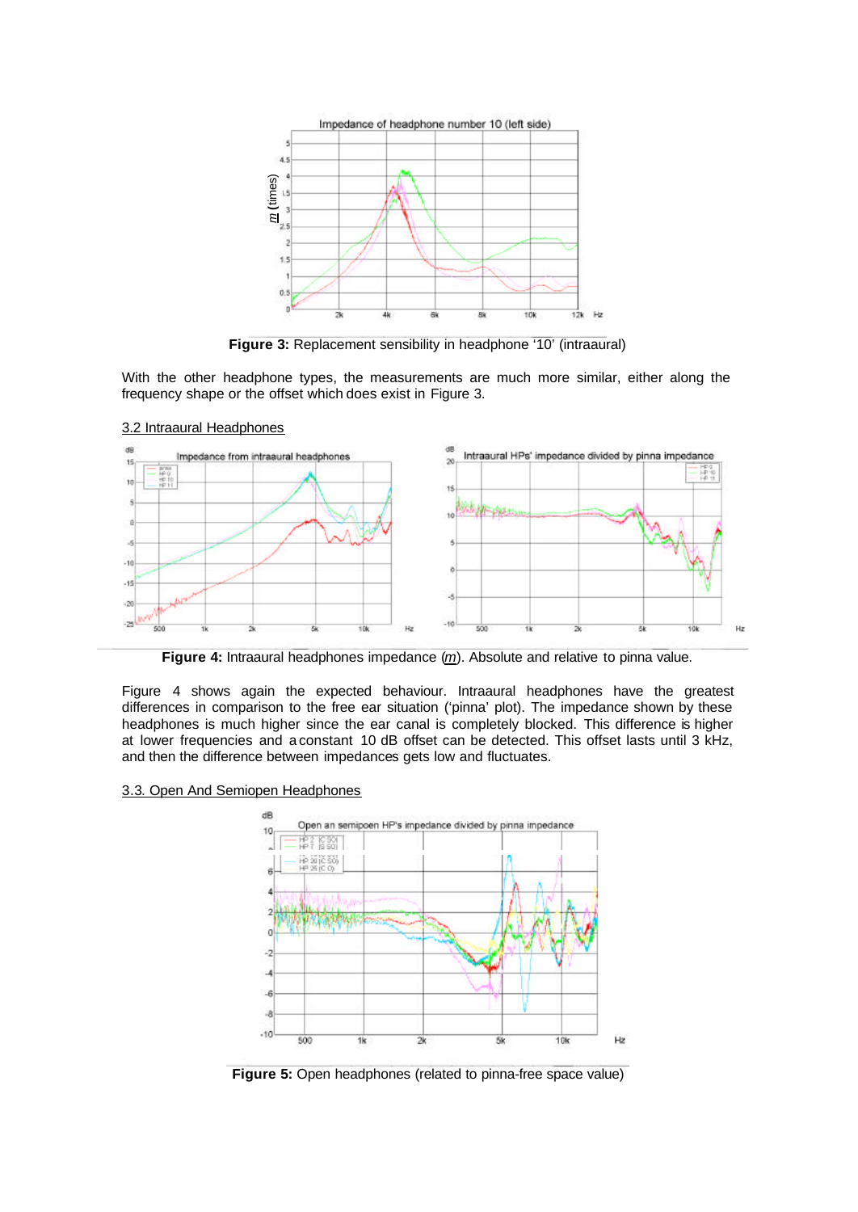**Figure 3:** Replacement sensibility in headphone '10' (intraaural)

With the other headphone types, the measurements are much more similar, either along the frequency shape or the offset which does exist in Figure 3.

### 3.2 Intraaural Headphones

**Figure 4:** Intraaural headphones impedance (*m*). Absolute and relative to pinna value.

Figure 4 shows again the expected behaviour. Intraaural headphones have the greatest differences in comparison to the free ear situation ('pinna' plot). The impedance shown by these headphones is much higher since the ear canal is completely blocked. This difference is higher at lower frequencies and a constant 10 dB offset can be detected. This offset lasts until 3 kHz, and then the difference between impedances gets low and fluctuates.

### 3.3. Open And Semiopen Headphones

**Figure 5:** Open headphones (related to pinna-free space value)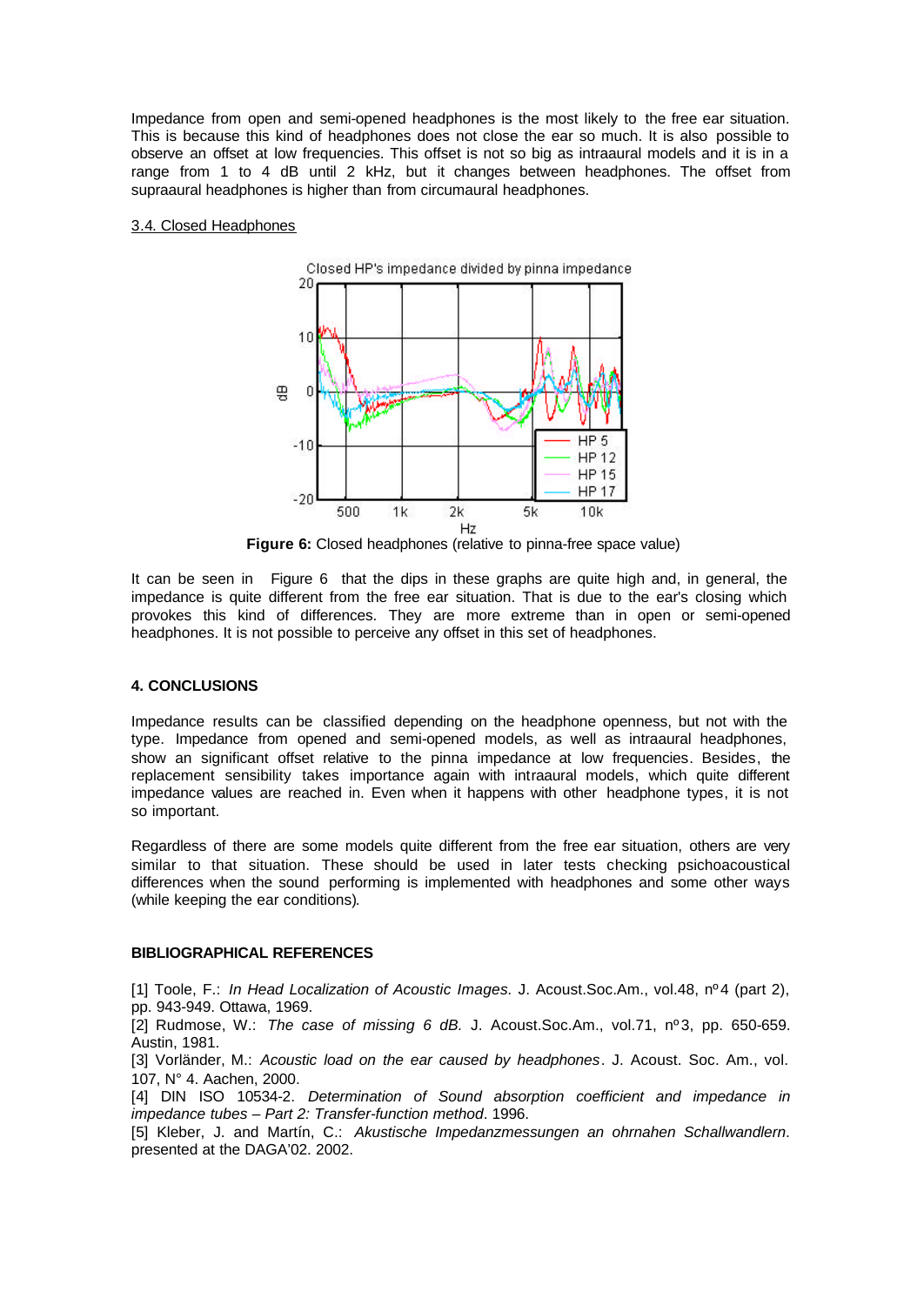Impedance from open and semi-opened headphones is the most likely to the free ear situation. This is because this kind of headphones does not close the ear so much. It is also possible to observe an offset at low frequencies. This offset is not so big as intraaural models and it is in a range from 1 to 4 dB until 2 kHz, but it changes between headphones. The offset from supraaural headphones is higher than from circumaural headphones.

3.4. Closed Headphones

Closed HP's impedance divided by pinna impedance

20
10
0
-10
-20
dB
500
1k
2k
5k
10k
Hz

HP 5
HP 12
HP 15
HP 17

**Figure 6:** Closed headphones (relative to pinna-free space value)

It can be seen in Figure 6 that the dips in these graphs are quite high and, in general, the impedance is quite different from the free ear situation. That is due to the ear's closing which provokes this kind of differences. They are more extreme than in open or semi-opened headphones. It is not possible to perceive any offset in this set of headphones.

## 4. CONCLUSIONS

Impedance results can be classified depending on the headphone openness, but not with the type. Impedance from opened and semi-opened models, as well as intraaural headphones, show an significant offset relative to the pinna impedance at low frequencies. Besides, the replacement sensibility takes importance again with intraaural models, which quite different impedance values are reached in. Even when it happens with other headphone types, it is not so important.

Regardless of there are some models quite different from the free ear situation, others are very similar to that situation. These should be used in later tests checking psichoacoustical differences when the sound performing is implemented with headphones and some other ways (while keeping the ear conditions).

## BIBLIOGRAPHICAL REFERENCES

[1] Toole, F.: *In Head Localization of Acoustic Images.* J. Acoust.Soc.Am., vol.48, nº4 (part 2), pp. 943-949. Ottawa, 1969.
[2] Rudmose, W.: *The case of missing 6 dB.* J. Acoust.Soc.Am., vol.71, nº3, pp. 650-659. Austin, 1981.
[3] Vorländer, M.: *Acoustic load on the ear caused by headphones*. J. Acoust. Soc. Am., vol. 107, N° 4. Aachen, 2000.
[4] DIN ISO 10534-2. *Determination of Sound absorption coefficient and impedance in impedance tubes – Part 2: Transfer-function method*. 1996.
[5] Kleber, J. and Martín, C.: *Akustische Impedanzmessungen an ohrnahen Schallwandlern*. presented at the DAGA'02. 2002.